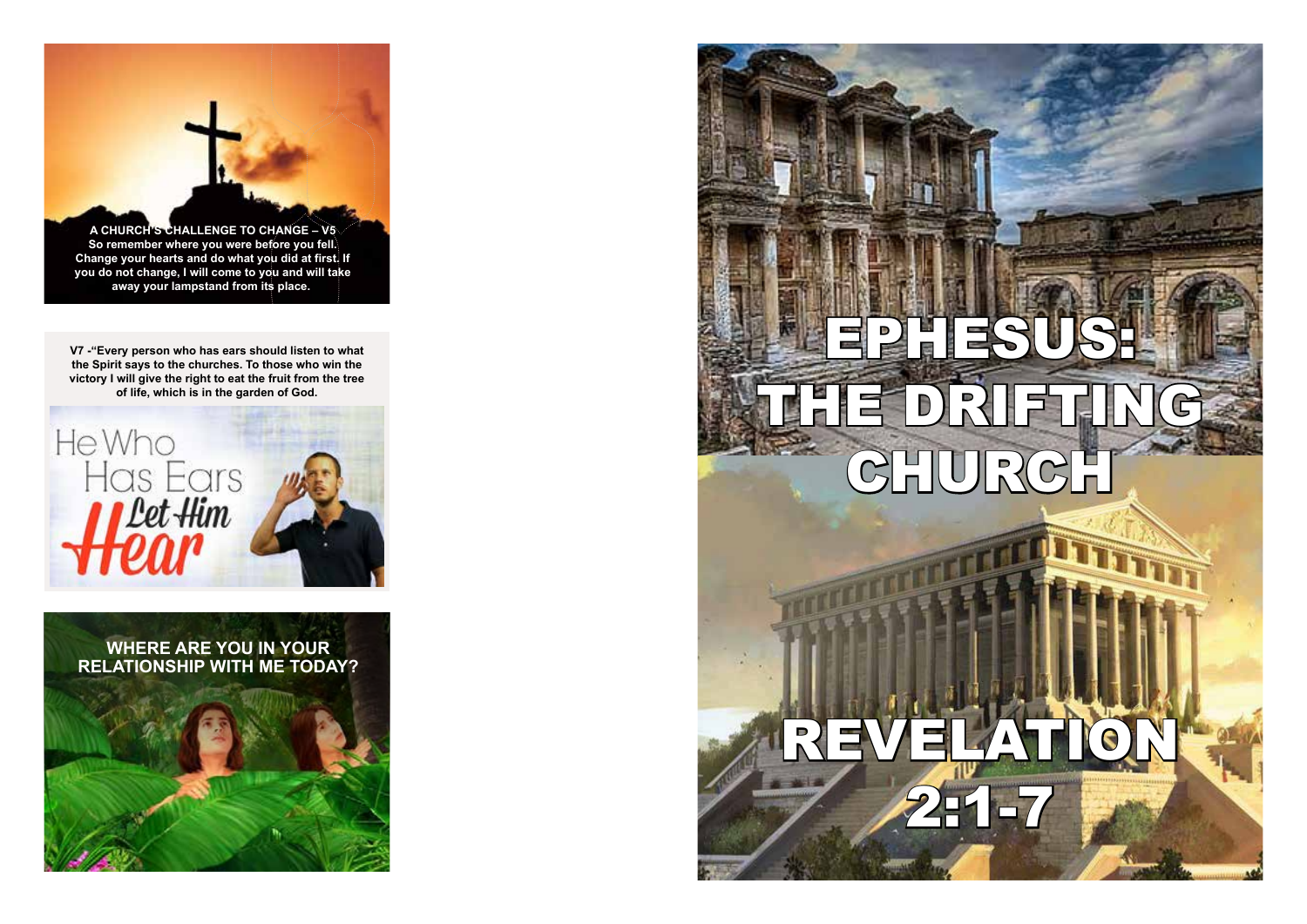**A CHURCH'S CHALLENGE TO CHANGE – V5**
**So remember where you were before you fell. Change your hearts and do what you did at first. If you do not change, I will come to you and will take away your lampstand from its place.**

**V7 -"Every person who has ears should listen to what the Spirit says to the churches. To those who win the victory I will give the right to eat the fruit from the tree of life, which is in the garden of God.**

He Who Has Ears Let Him Hear

**WHERE ARE YOU IN YOUR RELATIONSHIP WITH ME TODAY?**

# EPHESUS: THE DRIFTING CHURCH

# REVELATION 2:1-7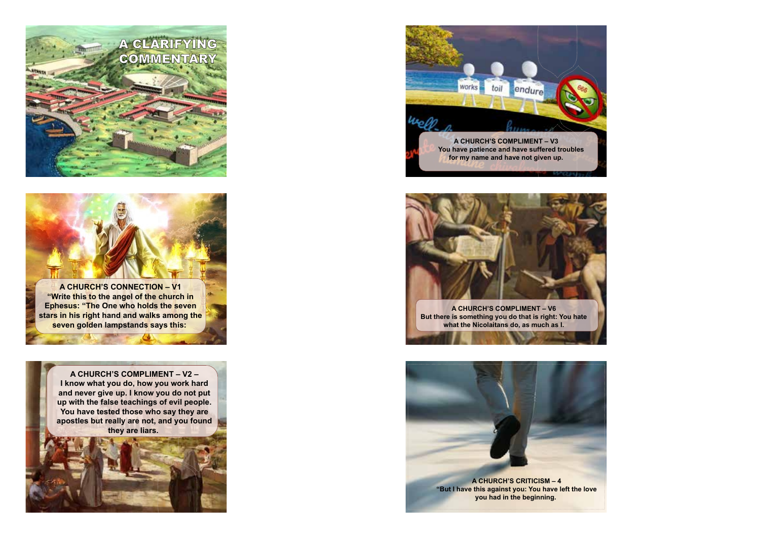# A CLARIFYING COMMENTARY

**A CHURCH'S CONNECTION – V1**
"Write this to the angel of the church in Ephesus: "The One who holds the seven stars in his right hand and walks among the seven golden lampstands says this:

**A CHURCH'S COMPLIMENT – V2 –**
I know what you do, how you work hard and never give up. I know you do not put up with the false teachings of evil people. You have tested those who say they are apostles but really are not, and you found they are liars.

**A CHURCH'S COMPLIMENT – V3**
You have patience and have suffered troubles for my name and have not given up.

**A CHURCH'S COMPLIMENT – V6**
But there is something you do that is right: You hate what the Nicolaitans do, as much as I.

**A CHURCH'S CRITICISM – 4**
"But I have this against you: You have left the love you had in the beginning.